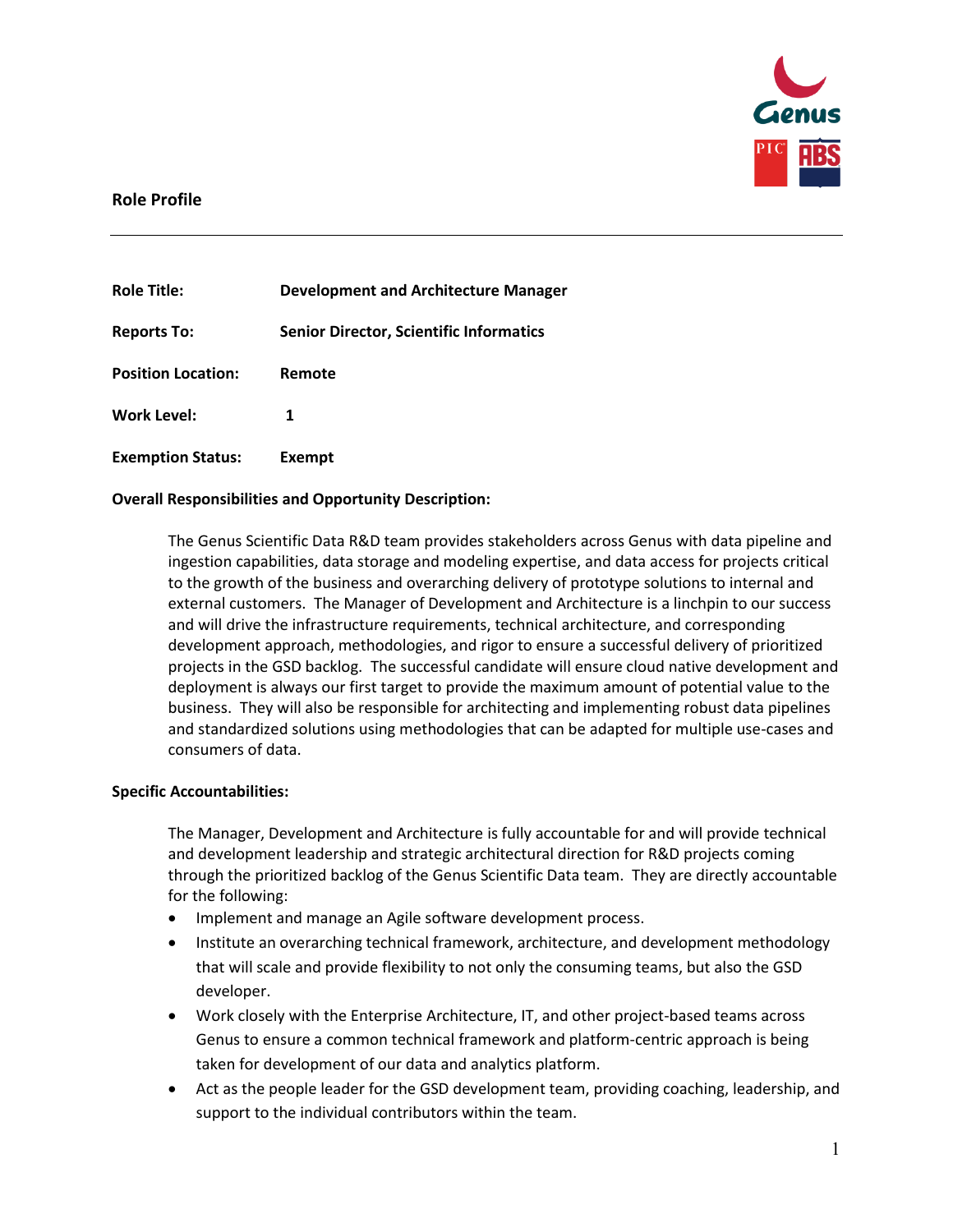## Role Profile

---

| | |
|---|---|
| **Role Title:** | **Development and Architecture Manager** |
| **Reports To:** | **Senior Director, Scientific Informatics** |
| **Position Location:** | **Remote** |
| **Work Level:** | **1** |
| **Exemption Status:** | **Exempt** |

**Overall Responsibilities and Opportunity Description:**

The Genus Scientific Data R&D team provides stakeholders across Genus with data pipeline and ingestion capabilities, data storage and modeling expertise, and data access for projects critical to the growth of the business and overarching delivery of prototype solutions to internal and external customers. The Manager of Development and Architecture is a linchpin to our success and will drive the infrastructure requirements, technical architecture, and corresponding development approach, methodologies, and rigor to ensure a successful delivery of prioritized projects in the GSD backlog. The successful candidate will ensure cloud native development and deployment is always our first target to provide the maximum amount of potential value to the business. They will also be responsible for architecting and implementing robust data pipelines and standardized solutions using methodologies that can be adapted for multiple use-cases and consumers of data.

**Specific Accountabilities:**

The Manager, Development and Architecture is fully accountable for and will provide technical and development leadership and strategic architectural direction for R&D projects coming through the prioritized backlog of the Genus Scientific Data team. They are directly accountable for the following:

- Implement and manage an Agile software development process.
- Institute an overarching technical framework, architecture, and development methodology that will scale and provide flexibility to not only the consuming teams, but also the GSD developer.
- Work closely with the Enterprise Architecture, IT, and other project-based teams across Genus to ensure a common technical framework and platform-centric approach is being taken for development of our data and analytics platform.
- Act as the people leader for the GSD development team, providing coaching, leadership, and support to the individual contributors within the team.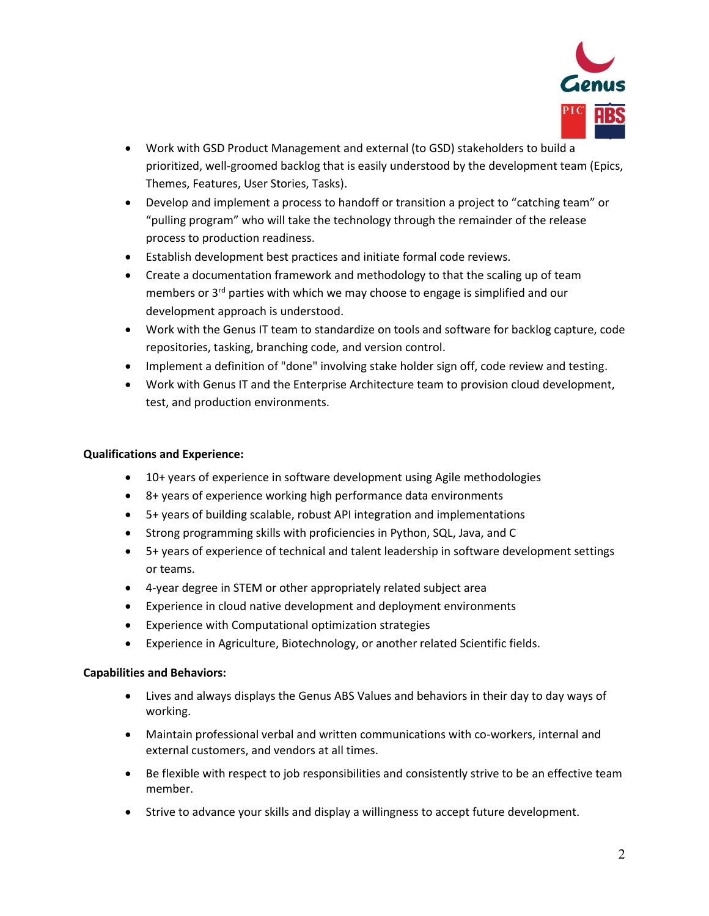- Work with GSD Product Management and external (to GSD) stakeholders to build a prioritized, well-groomed backlog that is easily understood by the development team (Epics, Themes, Features, User Stories, Tasks).
- Develop and implement a process to handoff or transition a project to "catching team" or "pulling program" who will take the technology through the remainder of the release process to production readiness.
- Establish development best practices and initiate formal code reviews.
- Create a documentation framework and methodology to that the scaling up of team members or 3rd parties with which we may choose to engage is simplified and our development approach is understood.
- Work with the Genus IT team to standardize on tools and software for backlog capture, code repositories, tasking, branching code, and version control.
- Implement a definition of "done" involving stake holder sign off, code review and testing.
- Work with Genus IT and the Enterprise Architecture team to provision cloud development, test, and production environments.

**Qualifications and Experience:**

- 10+ years of experience in software development using Agile methodologies
- 8+ years of experience working high performance data environments
- 5+ years of building scalable, robust API integration and implementations
- Strong programming skills with proficiencies in Python, SQL, Java, and C
- 5+ years of experience of technical and talent leadership in software development settings or teams.
- 4-year degree in STEM or other appropriately related subject area
- Experience in cloud native development and deployment environments
- Experience with Computational optimization strategies
- Experience in Agriculture, Biotechnology, or another related Scientific fields.

**Capabilities and Behaviors:**

- Lives and always displays the Genus ABS Values and behaviors in their day to day ways of working.
- Maintain professional verbal and written communications with co-workers, internal and external customers, and vendors at all times.
- Be flexible with respect to job responsibilities and consistently strive to be an effective team member.
- Strive to advance your skills and display a willingness to accept future development.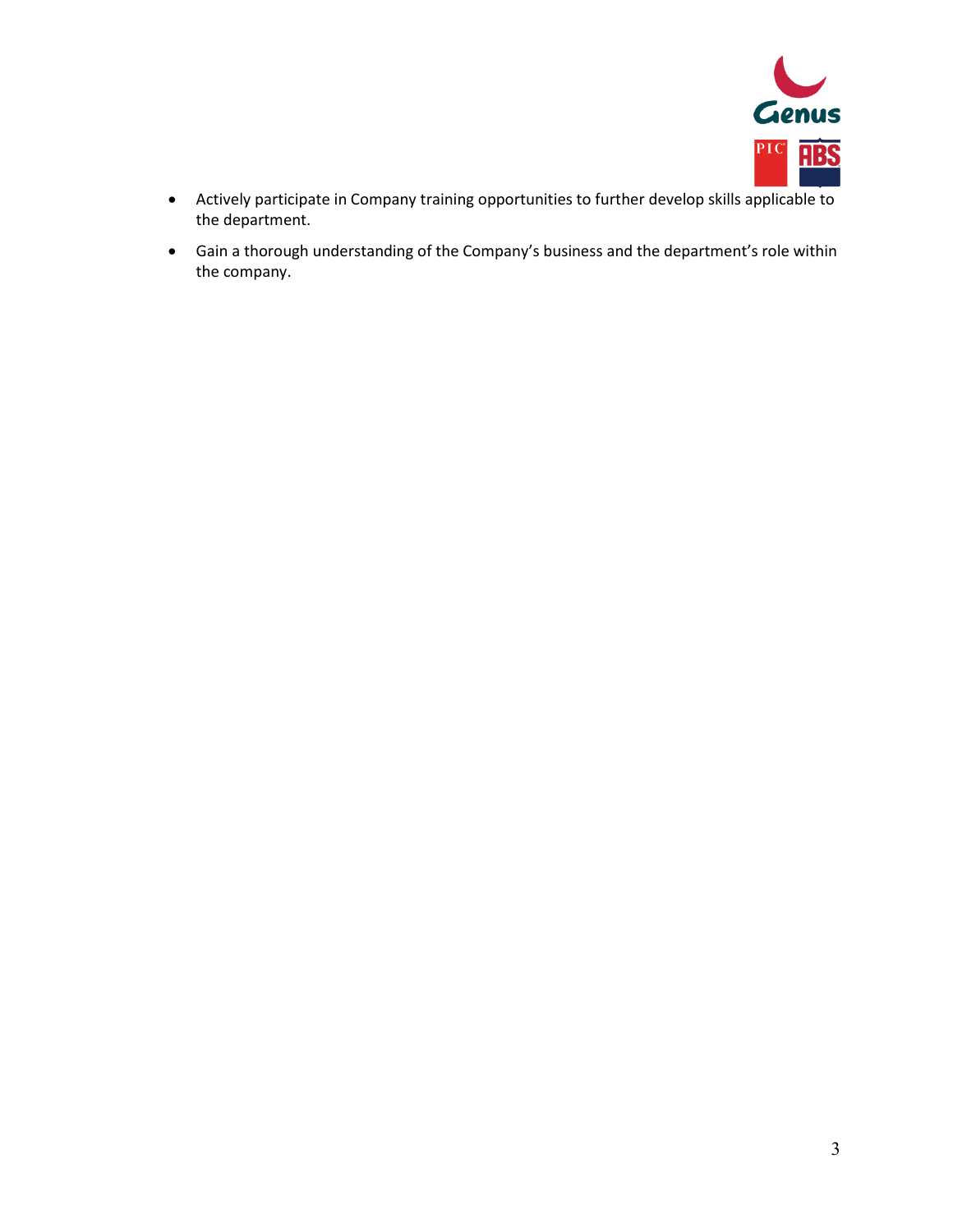- Actively participate in Company training opportunities to further develop skills applicable to the department.
- Gain a thorough understanding of the Company's business and the department's role within the company.